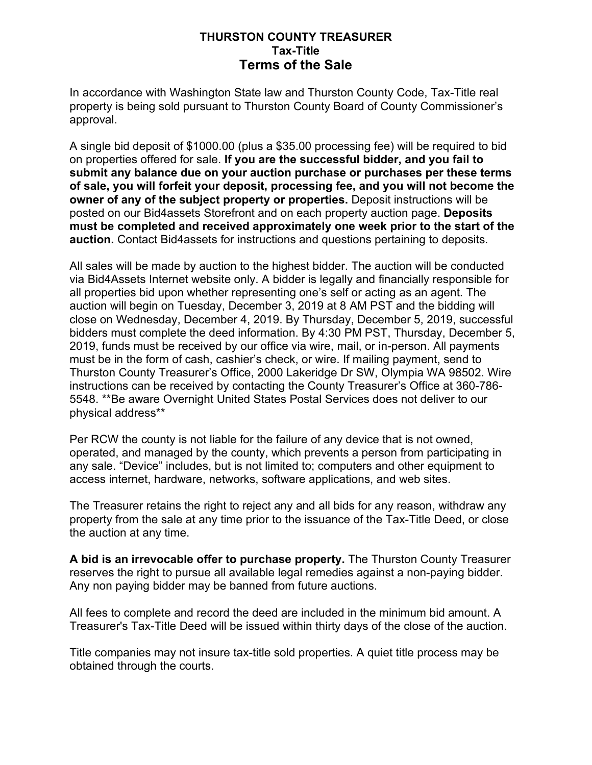# THURSTON COUNTY TREASURER
## Tax-Title
## Terms of the Sale

In accordance with Washington State law and Thurston County Code, Tax-Title real property is being sold pursuant to Thurston County Board of County Commissioner's approval.

A single bid deposit of $1000.00 (plus a $35.00 processing fee) will be required to bid on properties offered for sale. **If you are the successful bidder, and you fail to submit any balance due on your auction purchase or purchases per these terms of sale, you will forfeit your deposit, processing fee, and you will not become the owner of any of the subject property or properties.** Deposit instructions will be posted on our Bid4assets Storefront and on each property auction page. **Deposits must be completed and received approximately one week prior to the start of the auction.** Contact Bid4assets for instructions and questions pertaining to deposits.

All sales will be made by auction to the highest bidder. The auction will be conducted via Bid4Assets Internet website only. A bidder is legally and financially responsible for all properties bid upon whether representing one's self or acting as an agent. The auction will begin on Tuesday, December 3, 2019 at 8 AM PST and the bidding will close on Wednesday, December 4, 2019. By Thursday, December 5, 2019, successful bidders must complete the deed information. By 4:30 PM PST, Thursday, December 5, 2019, funds must be received by our office via wire, mail, or in-person. All payments must be in the form of cash, cashier's check, or wire. If mailing payment, send to Thurston County Treasurer's Office, 2000 Lakeridge Dr SW, Olympia WA 98502. Wire instructions can be received by contacting the County Treasurer's Office at 360-786-5548. **Be aware Overnight United States Postal Services does not deliver to our physical address**

Per RCW the county is not liable for the failure of any device that is not owned, operated, and managed by the county, which prevents a person from participating in any sale. "Device" includes, but is not limited to; computers and other equipment to access internet, hardware, networks, software applications, and web sites.

The Treasurer retains the right to reject any and all bids for any reason, withdraw any property from the sale at any time prior to the issuance of the Tax-Title Deed, or close the auction at any time.

**A bid is an irrevocable offer to purchase property.** The Thurston County Treasurer reserves the right to pursue all available legal remedies against a non-paying bidder. Any non paying bidder may be banned from future auctions.

All fees to complete and record the deed are included in the minimum bid amount. A Treasurer's Tax-Title Deed will be issued within thirty days of the close of the auction.

Title companies may not insure tax-title sold properties. A quiet title process may be obtained through the courts.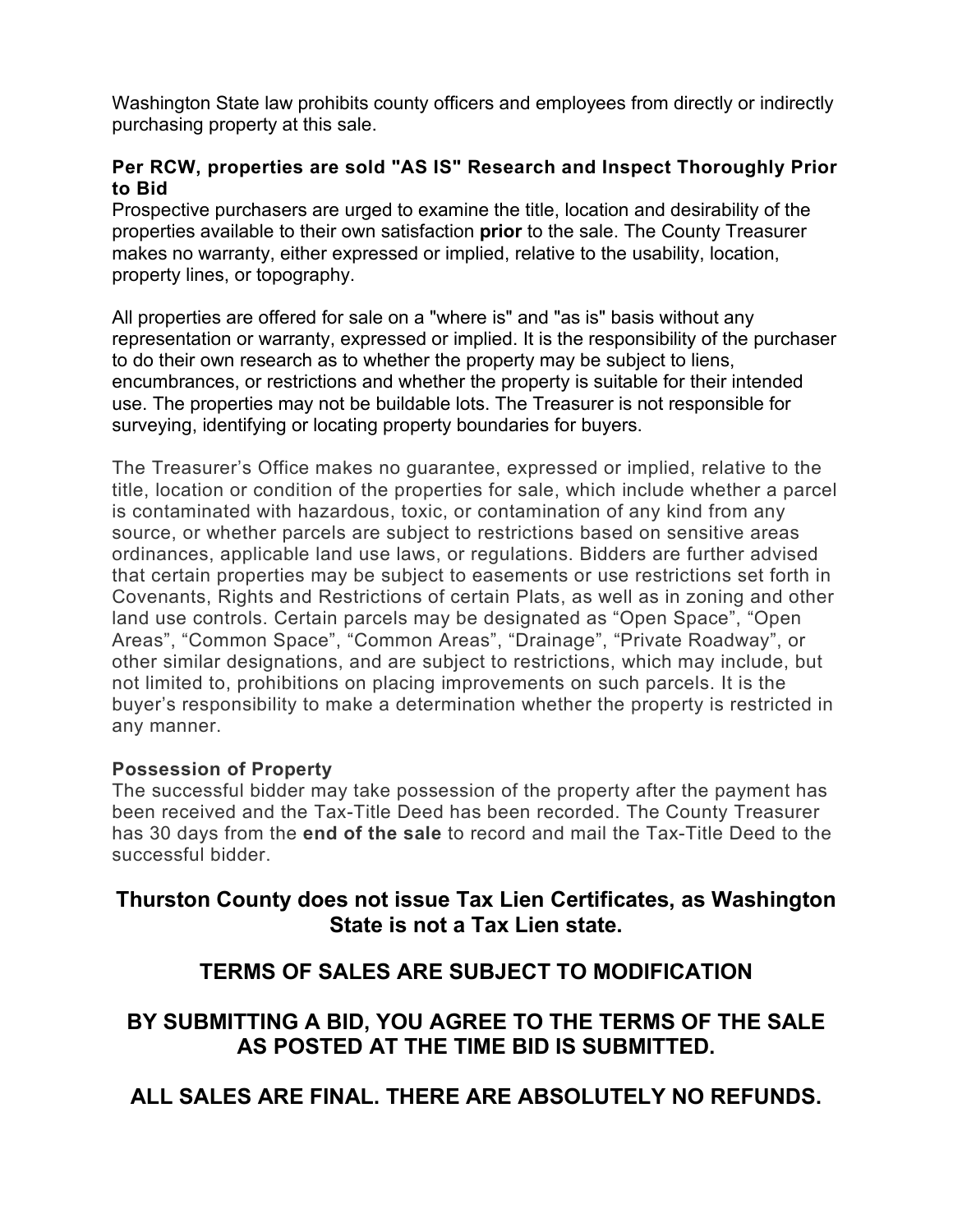Washington State law prohibits county officers and employees from directly or indirectly purchasing property at this sale.

**Per RCW, properties are sold "AS IS" Research and Inspect Thoroughly Prior to Bid**

Prospective purchasers are urged to examine the title, location and desirability of the properties available to their own satisfaction **prior** to the sale. The County Treasurer makes no warranty, either expressed or implied, relative to the usability, location, property lines, or topography.

All properties are offered for sale on a "where is" and "as is" basis without any representation or warranty, expressed or implied. It is the responsibility of the purchaser to do their own research as to whether the property may be subject to liens, encumbrances, or restrictions and whether the property is suitable for their intended use. The properties may not be buildable lots. The Treasurer is not responsible for surveying, identifying or locating property boundaries for buyers.

The Treasurer's Office makes no guarantee, expressed or implied, relative to the title, location or condition of the properties for sale, which include whether a parcel is contaminated with hazardous, toxic, or contamination of any kind from any source, or whether parcels are subject to restrictions based on sensitive areas ordinances, applicable land use laws, or regulations. Bidders are further advised that certain properties may be subject to easements or use restrictions set forth in Covenants, Rights and Restrictions of certain Plats, as well as in zoning and other land use controls. Certain parcels may be designated as "Open Space", "Open Areas", "Common Space", "Common Areas", "Drainage", "Private Roadway", or other similar designations, and are subject to restrictions, which may include, but not limited to, prohibitions on placing improvements on such parcels. It is the buyer's responsibility to make a determination whether the property is restricted in any manner.

**Possession of Property**

The successful bidder may take possession of the property after the payment has been received and the Tax-Title Deed has been recorded. The County Treasurer has 30 days from the **end of the sale** to record and mail the Tax-Title Deed to the successful bidder.

## Thurston County does not issue Tax Lien Certificates, as Washington State is not a Tax Lien state.

## TERMS OF SALES ARE SUBJECT TO MODIFICATION

## BY SUBMITTING A BID, YOU AGREE TO THE TERMS OF THE SALE AS POSTED AT THE TIME BID IS SUBMITTED.

## ALL SALES ARE FINAL. THERE ARE ABSOLUTELY NO REFUNDS.